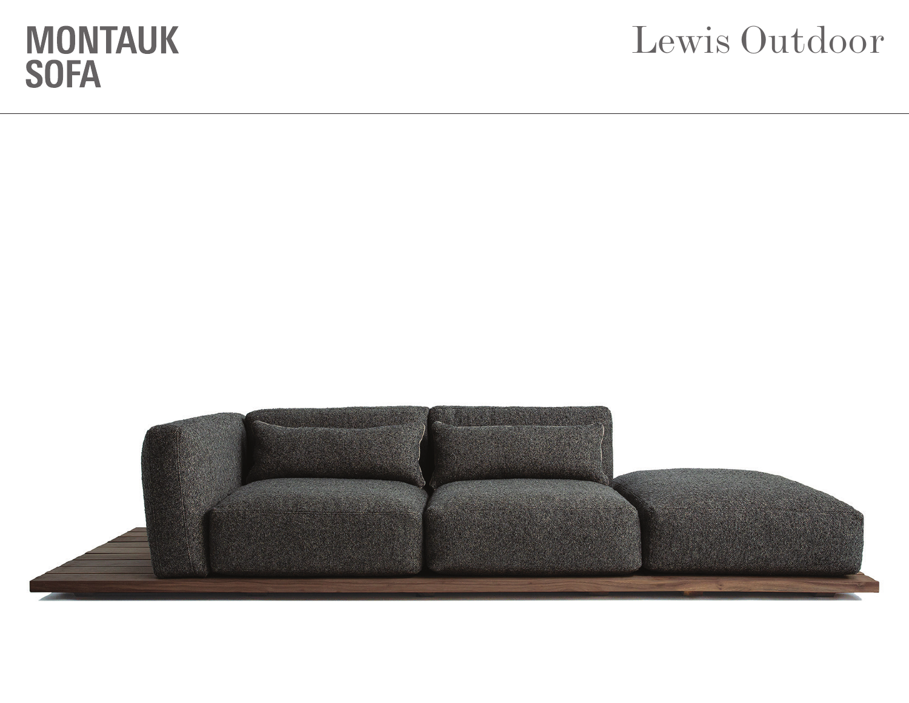# MONTAUK SOFA

Lewis Outdoor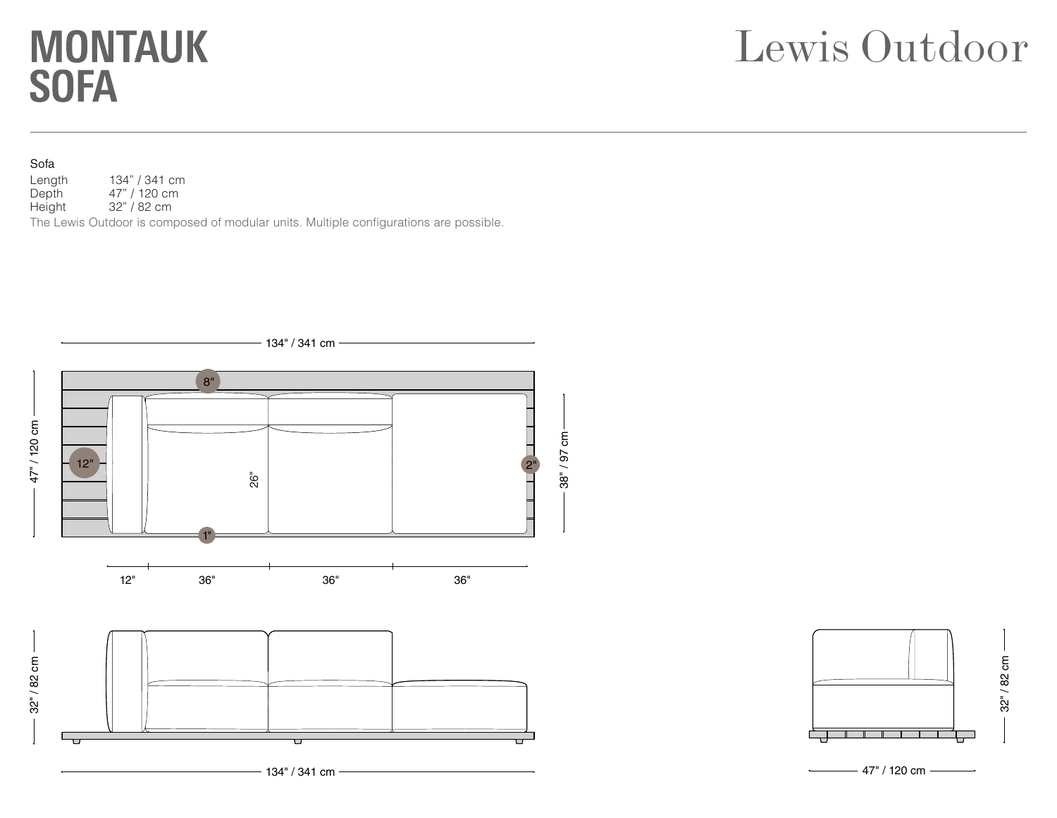# MONTAUK SOFA

Lewis Outdoor

Sofa

| | |
|---|---|
| Length | 134" / 341 cm |
| Depth | 47" / 120 cm |
| Height | 32" / 82 cm |

The Lewis Outdoor is composed of modular units. Multiple configurations are possible.

134" / 341 cm

47" / 120 cm

8"

12"

26"

2"

1"

38" / 97 cm

12" 36" 36" 36"

32" / 82 cm

134" / 341 cm

32" / 82 cm

47" / 120 cm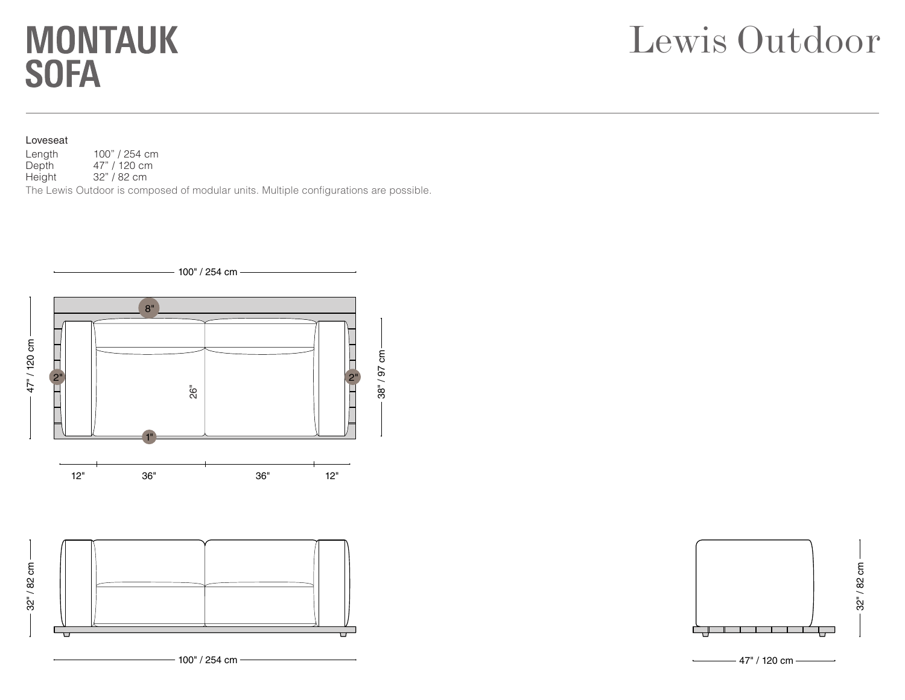# MONTAUK SOFA

Lewis Outdoor

Loveseat

| | |
|---|---|
| Length | 100” / 254 cm |
| Depth | 47” / 120 cm |
| Height | 32” / 82 cm |

The Lewis Outdoor is composed of modular units. Multiple configurations are possible.

100" / 254 cm

8"

47" / 120 cm

2"

26"

2"

38" / 97 cm

1"

12" 36" 36" 12"

32" / 82 cm

100" / 254 cm

32" / 82 cm

47" / 120 cm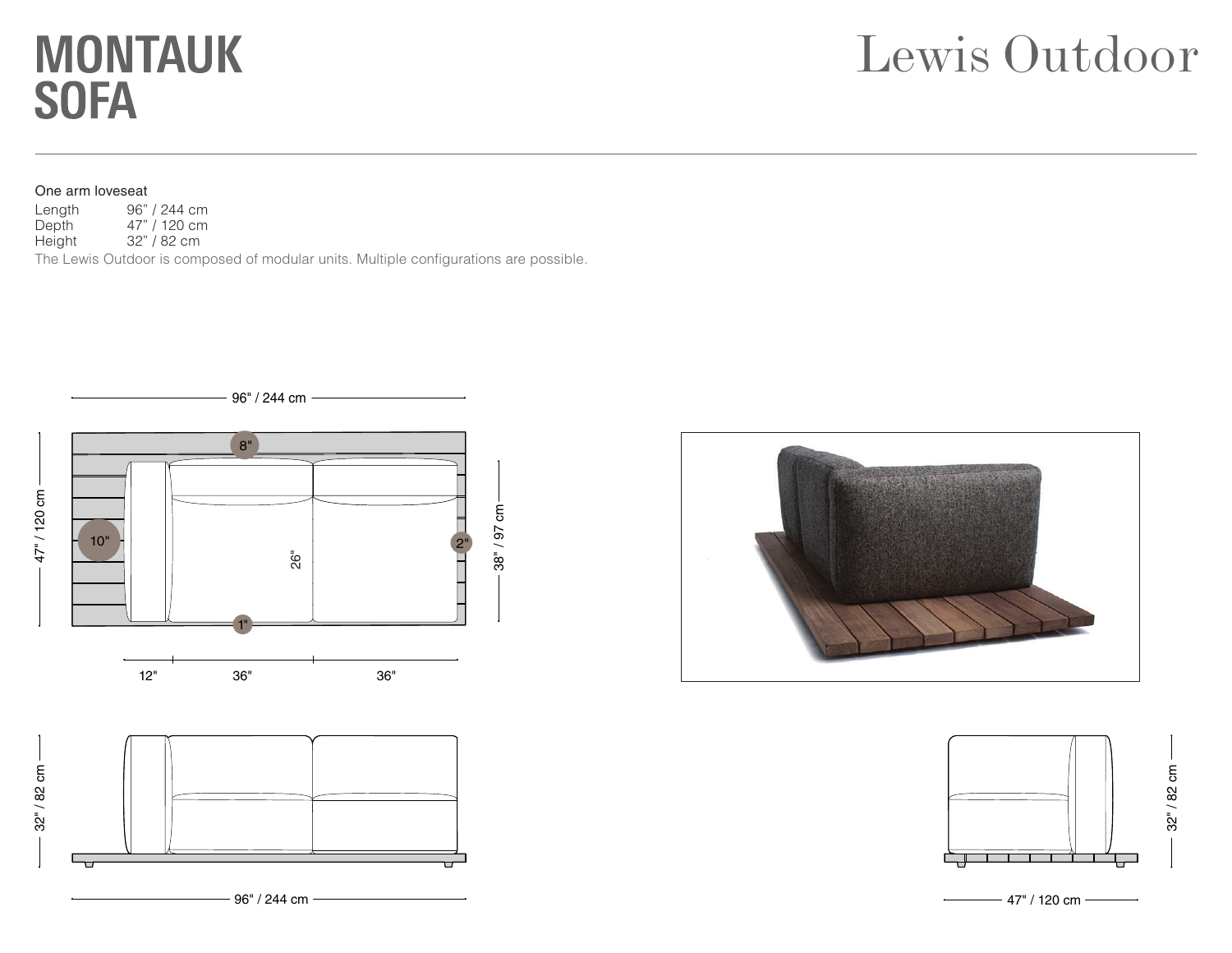# MONTAUK SOFA

Lewis Outdoor

One arm loveseat

| | |
|---|---|
| Length | 96" / 244 cm |
| Depth | 47" / 120 cm |
| Height | 32" / 82 cm |

The Lewis Outdoor is composed of modular units. Multiple configurations are possible.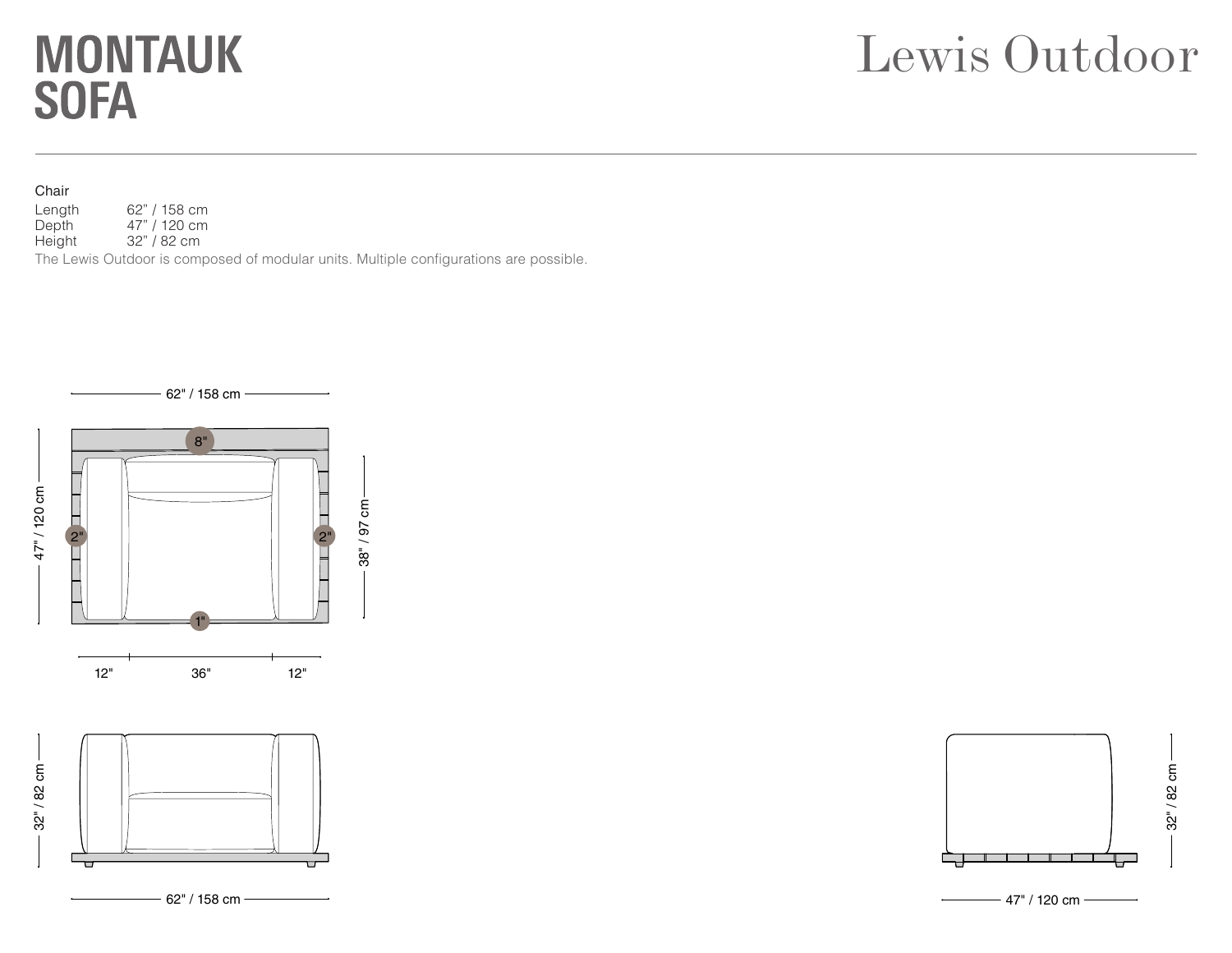# MONTAUK SOFA

Lewis Outdoor

Chair

| | |
|---|---|
| Length | 62" / 158 cm |
| Depth | 47" / 120 cm |
| Height | 32" / 82 cm |

The Lewis Outdoor is composed of modular units. Multiple configurations are possible.

62" / 158 cm

8"

2"

2"

1"

47" / 120 cm

38" / 97 cm

12" 36" 12"

32" / 82 cm

62" / 158 cm

32" / 82 cm

47" / 120 cm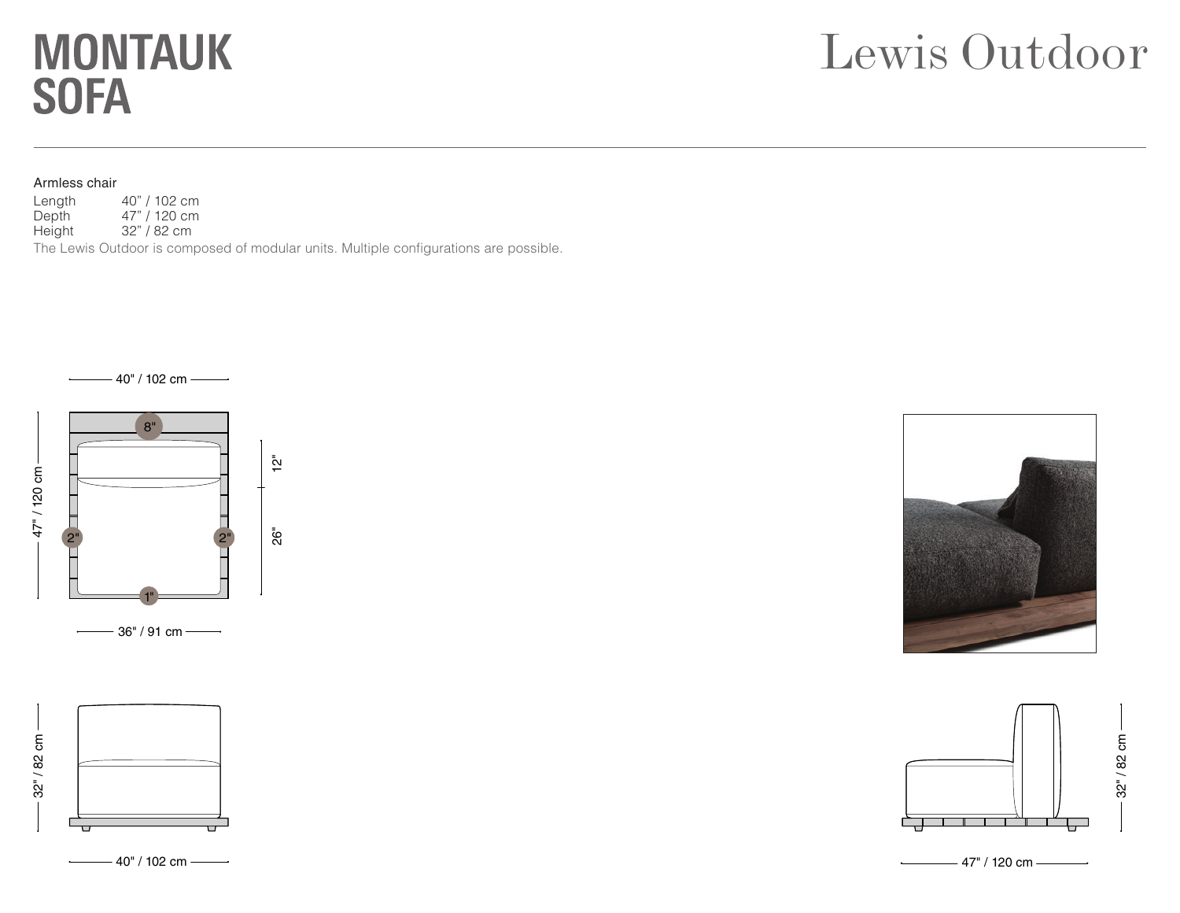# MONTAUK SOFA

Lewis Outdoor

Armless chair

| | |
|---|---|
| Length | 40" / 102 cm |
| Depth | 47" / 120 cm |
| Height | 32" / 82 cm |

The Lewis Outdoor is composed of modular units. Multiple configurations are possible.

40" / 102 cm

8"

47" / 120 cm

2"

2"

1"

12"

26"

36" / 91 cm

32" / 82 cm

40" / 102 cm

32" / 82 cm

47" / 120 cm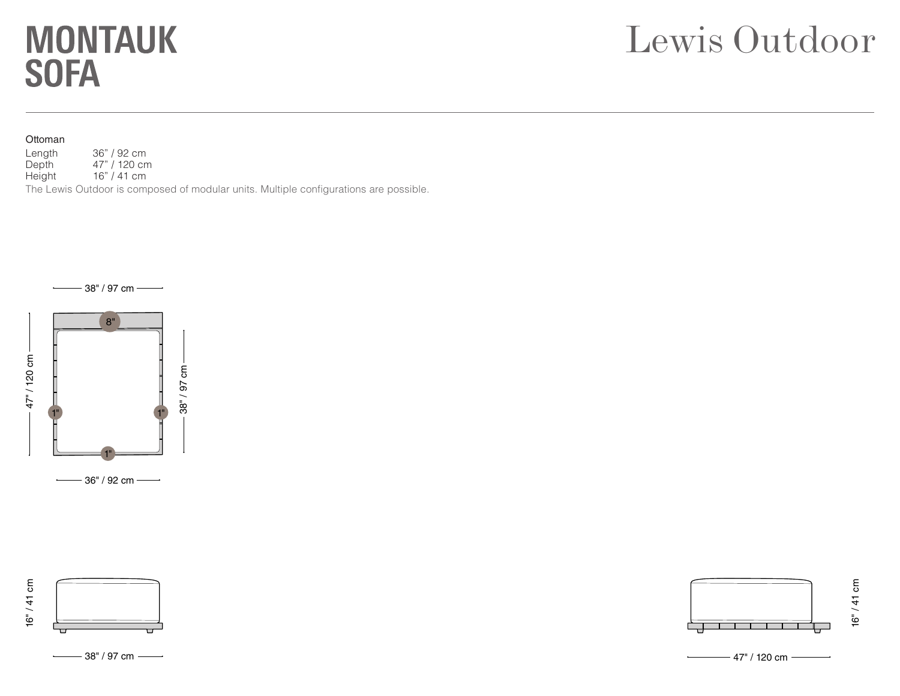# MONTAUK SOFA

Lewis Outdoor

Ottoman

| | |
|---|---|
| Length | 36" / 92 cm |
| Depth | 47" / 120 cm |
| Height | 16" / 41 cm |

The Lewis Outdoor is composed of modular units. Multiple configurations are possible.

38" / 97 cm

8"

47" / 120 cm

1"

1"

38" / 97 cm

1"

36" / 92 cm

16" / 41 cm

38" / 97 cm

16" / 41 cm

47" / 120 cm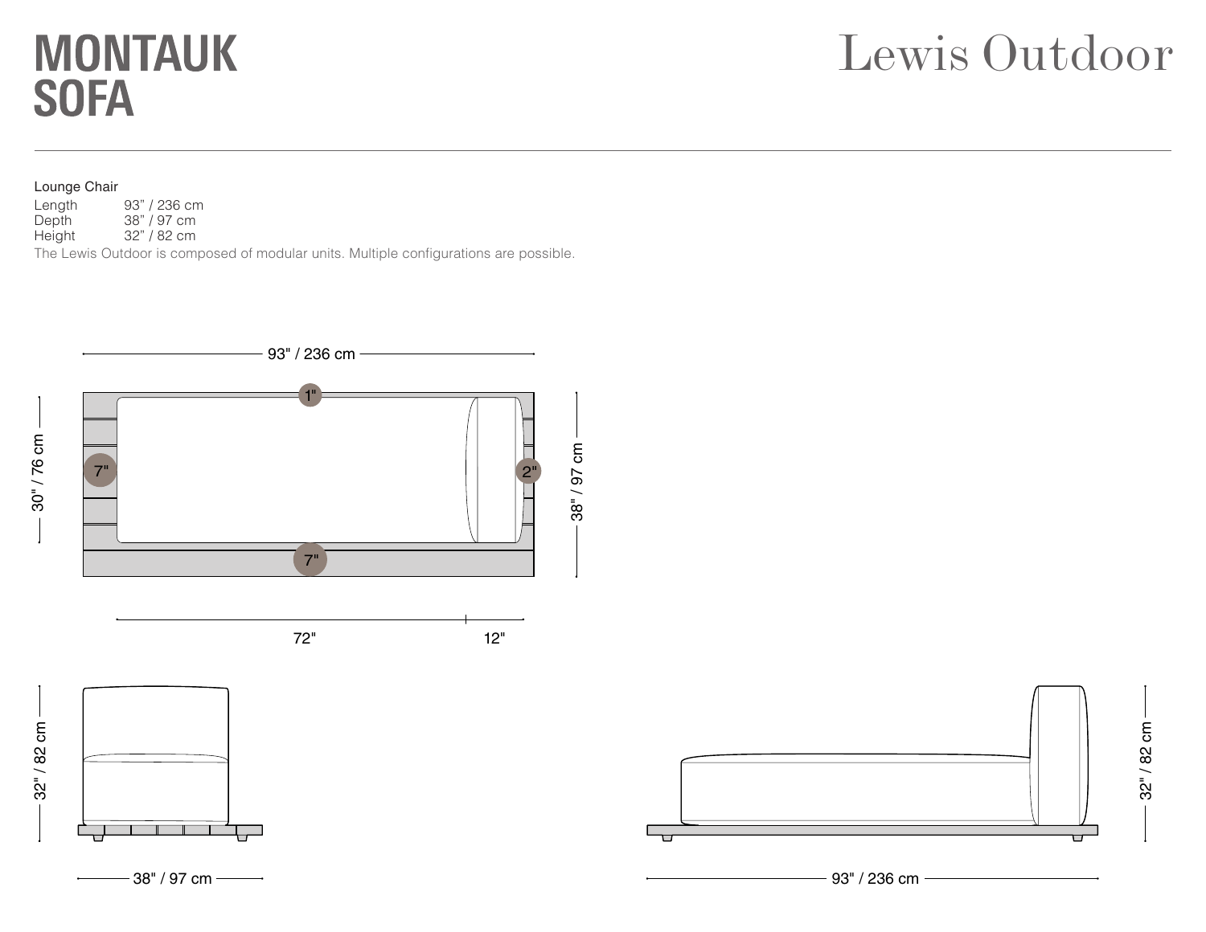# MONTAUK SOFA

Lewis Outdoor

Lounge Chair

| | |
|---|---|
| Length | 93" / 236 cm |
| Depth | 38" / 97 cm |
| Height | 32" / 82 cm |

The Lewis Outdoor is composed of modular units. Multiple configurations are possible.

93" / 236 cm

30" / 76 cm

38" / 97 cm

1"

7"

2"

7"

72"

12"

32" / 82 cm

38" / 97 cm

32" / 82 cm

93" / 236 cm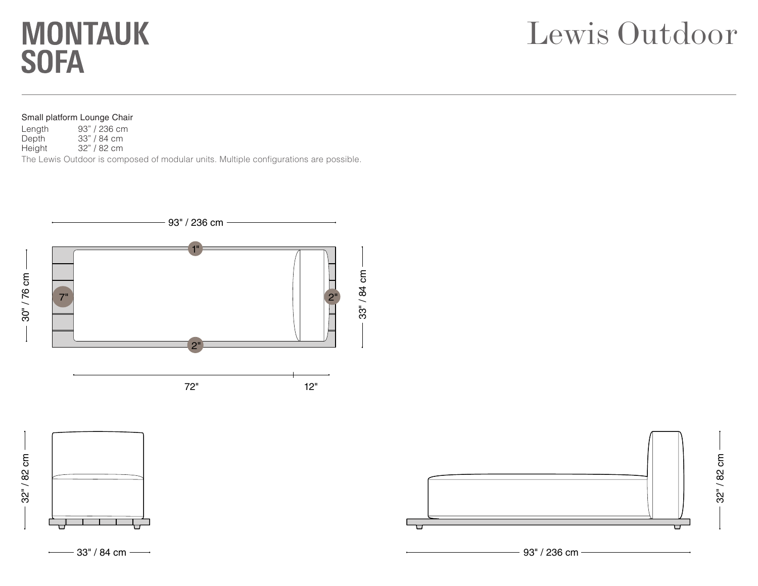# MONTAUK SOFA

Lewis Outdoor

Small platform Lounge Chair

| | |
|---|---|
| Length | 93" / 236 cm |
| Depth | 33" / 84 cm |
| Height | 32" / 82 cm |

The Lewis Outdoor is composed of modular units. Multiple configurations are possible.

93" / 236 cm

1"

7"

2"

2"

30" / 76 cm

33" / 84 cm

72"

12"

32" / 82 cm

33" / 84 cm

32" / 82 cm

93" / 236 cm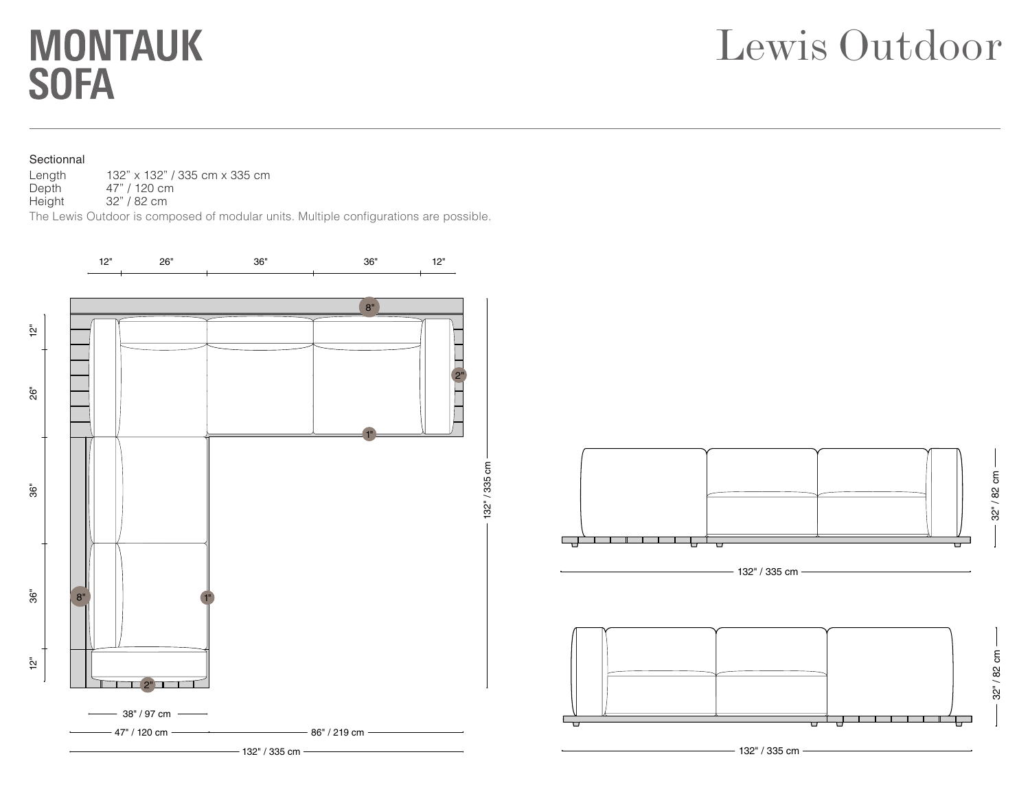# MONTAUK SOFA

Lewis Outdoor

Sectionnal

Length 132" x 132" / 335 cm x 335 cm
Depth 47" / 120 cm
Height 32" / 82 cm

The Lewis Outdoor is composed of modular units. Multiple configurations are possible.

12" 26" 36" 36" 12"

12" 26" 36" 36" 12"

8" 2" 1" 8" 1" 2"

132" / 335 cm

38" / 97 cm

47" / 120 cm

86" / 219 cm

132" / 335 cm

32" / 82 cm

132" / 335 cm

32" / 82 cm

132" / 335 cm